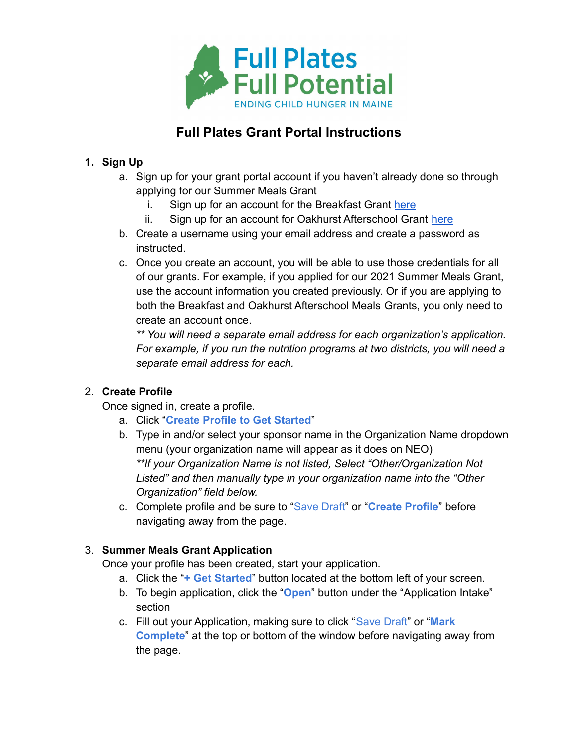Full Plates Full Potential

ENDING CHILD HUNGER IN MAINE

# Full Plates Grant Portal Instructions

1. **Sign Up**
   a. Sign up for your grant portal account if you haven't already done so through applying for our Summer Meals Grant
      i. Sign up for an account for the Breakfast Grant here
      ii. Sign up for an account for Oakhurst Afterschool Grant here
   b. Create a username using your email address and create a password as instructed.
   c. Once you create an account, you will be able to use those credentials for all of our grants. For example, if you applied for our 2021 Summer Meals Grant, use the account information you created previously. Or if you are applying to both the Breakfast and Oakhurst Afterschool Meals Grants, you only need to create an account once.
   *\*\* You will need a separate email address for each organization's application. For example, if you run the nutrition programs at two districts, you will need a separate email address for each.*

2. **Create Profile**
   Once signed in, create a profile.
   a. Click "**Create Profile to Get Started**"
   b. Type in and/or select your sponsor name in the Organization Name dropdown menu (your organization name will appear as it does on NEO)
   *\*\*If your Organization Name is not listed, Select "Other/Organization Not Listed" and then manually type in your organization name into the "Other Organization" field below.*
   c. Complete profile and be sure to "Save Draft" or "**Create Profile**" before navigating away from the page.

3. **Summer Meals Grant Application**
   Once your profile has been created, start your application.
   a. Click the "**+ Get Started**" button located at the bottom left of your screen.
   b. To begin application, click the "**Open**" button under the "Application Intake" section
   c. Fill out your Application, making sure to click "Save Draft" or "**Mark Complete**" at the top or bottom of the window before navigating away from the page.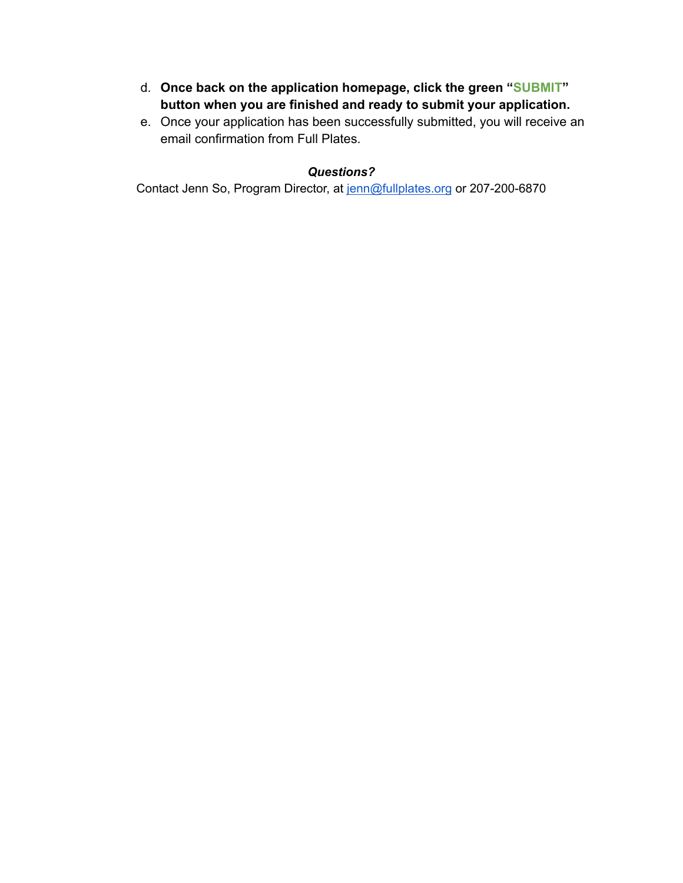d. **Once back on the application homepage, click the green "SUBMIT" button when you are finished and ready to submit your application.**
e. Once your application has been successfully submitted, you will receive an email confirmation from Full Plates.

***Questions?***

Contact Jenn So, Program Director, at [jenn@fullplates.org](mailto:jenn@fullplates.org) or 207-200-6870